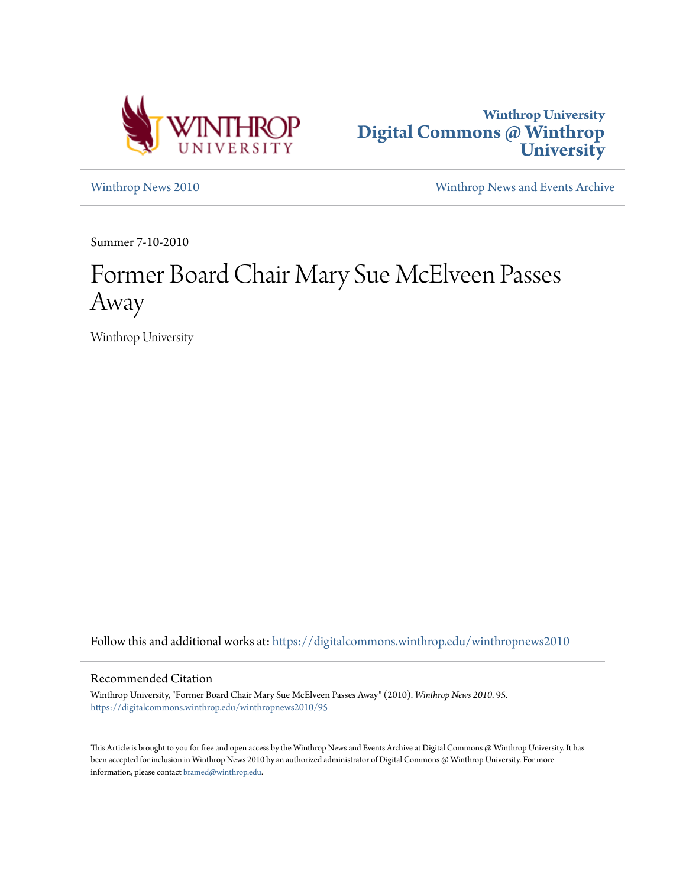Winthrop University
**Digital Commons @ Winthrop University**

Winthrop News 2010

Winthrop News and Events Archive

Summer 7-10-2010

# Former Board Chair Mary Sue McElveen Passes Away

Winthrop University

Follow this and additional works at: https://digitalcommons.winthrop.edu/winthropnews2010

## Recommended Citation

Winthrop University, "Former Board Chair Mary Sue McElveen Passes Away" (2010). *Winthrop News 2010*. 95. https://digitalcommons.winthrop.edu/winthropnews2010/95

This Article is brought to you for free and open access by the Winthrop News and Events Archive at Digital Commons @ Winthrop University. It has been accepted for inclusion in Winthrop News 2010 by an authorized administrator of Digital Commons @ Winthrop University. For more information, please contact bramed@winthrop.edu.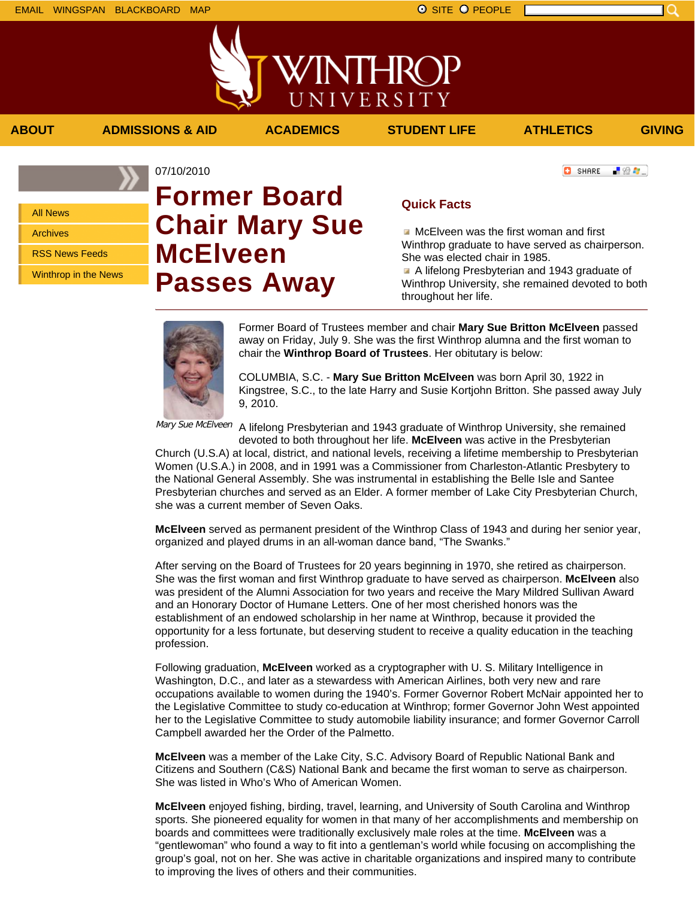07/10/2010

# Former Board Chair Mary Sue McElveen Passes Away

## Quick Facts

- McElveen was the first woman and first Winthrop graduate to have served as chairperson. She was elected chair in 1985.
- A lifelong Presbyterian and 1943 graduate of Winthrop University, she remained devoted to both throughout her life.

*Mary Sue McElveen*

Former Board of Trustees member and chair **Mary Sue Britton McElveen** passed away on Friday, July 9. She was the first Winthrop alumna and the first woman to chair the **Winthrop Board of Trustees**. Her obituary is below:

COLUMBIA, S.C. - **Mary Sue Britton McElveen** was born April 30, 1922 in Kingstree, S.C., to the late Harry and Susie Kortjohn Britton. She passed away July 9, 2010.

A lifelong Presbyterian and 1943 graduate of Winthrop University, she remained devoted to both throughout her life. **McElveen** was active in the Presbyterian Church (U.S.A) at local, district, and national levels, receiving a lifetime membership to Presbyterian Women (U.S.A.) in 2008, and in 1991 was a Commissioner from Charleston-Atlantic Presbytery to the National General Assembly. She was instrumental in establishing the Belle Isle and Santee Presbyterian churches and served as an Elder. A former member of Lake City Presbyterian Church, she was a current member of Seven Oaks.

**McElveen** served as permanent president of the Winthrop Class of 1943 and during her senior year, organized and played drums in an all-woman dance band, "The Swanks."

After serving on the Board of Trustees for 20 years beginning in 1970, she retired as chairperson. She was the first woman and first Winthrop graduate to have served as chairperson. **McElveen** also was president of the Alumni Association for two years and receive the Mary Mildred Sullivan Award and an Honorary Doctor of Humane Letters. One of her most cherished honors was the establishment of an endowed scholarship in her name at Winthrop, because it provided the opportunity for a less fortunate, but deserving student to receive a quality education in the teaching profession.

Following graduation, **McElveen** worked as a cryptographer with U. S. Military Intelligence in Washington, D.C., and later as a stewardess with American Airlines, both very new and rare occupations available to women during the 1940's. Former Governor Robert McNair appointed her to the Legislative Committee to study co-education at Winthrop; former Governor John West appointed her to the Legislative Committee to study automobile liability insurance; and former Governor Carroll Campbell awarded her the Order of the Palmetto.

**McElveen** was a member of the Lake City, S.C. Advisory Board of Republic National Bank and Citizens and Southern (C&S) National Bank and became the first woman to serve as chairperson. She was listed in Who's Who of American Women.

**McElveen** enjoyed fishing, birding, travel, learning, and University of South Carolina and Winthrop sports. She pioneered equality for women in that many of her accomplishments and membership on boards and committees were traditionally exclusively male roles at the time. **McElveen** was a "gentlewoman" who found a way to fit into a gentleman's world while focusing on accomplishing the group's goal, not on her. She was active in charitable organizations and inspired many to contribute to improving the lives of others and their communities.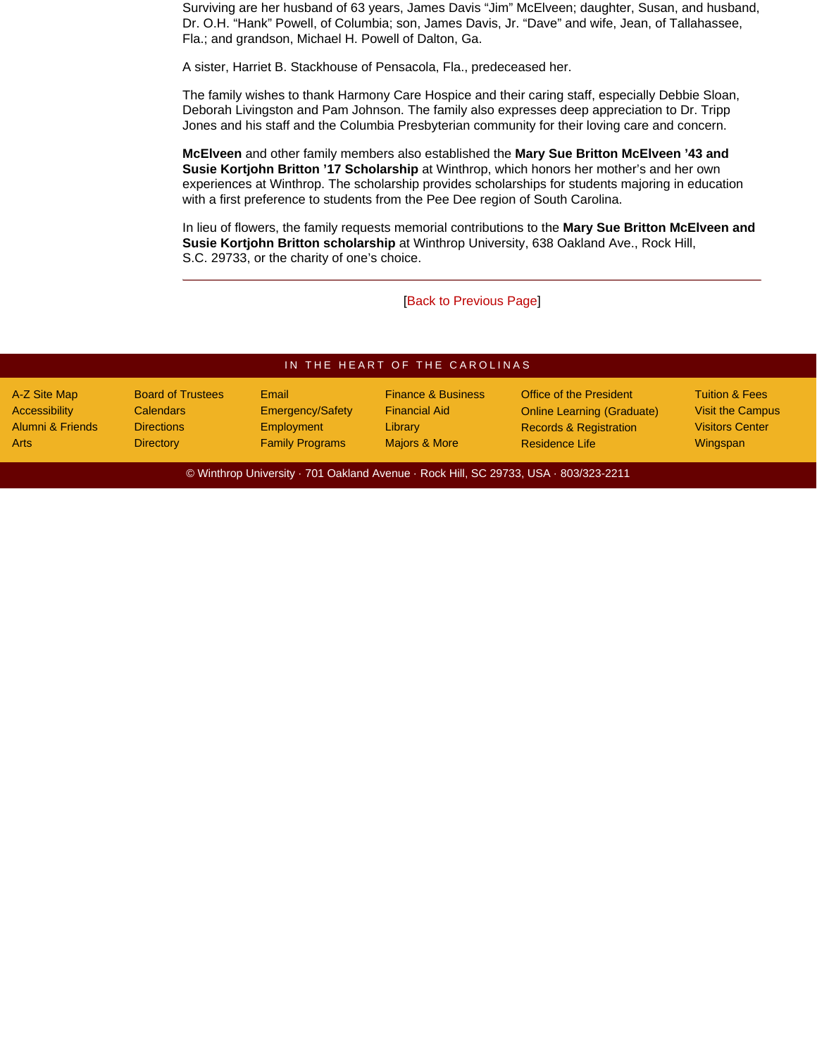Surviving are her husband of 63 years, James Davis "Jim" McElveen; daughter, Susan, and husband, Dr. O.H. "Hank" Powell, of Columbia; son, James Davis, Jr. "Dave" and wife, Jean, of Tallahassee, Fla.; and grandson, Michael H. Powell of Dalton, Ga.

A sister, Harriet B. Stackhouse of Pensacola, Fla., predeceased her.

The family wishes to thank Harmony Care Hospice and their caring staff, especially Debbie Sloan, Deborah Livingston and Pam Johnson. The family also expresses deep appreciation to Dr. Tripp Jones and his staff and the Columbia Presbyterian community for their loving care and concern.

**McElveen** and other family members also established the **Mary Sue Britton McElveen '43 and Susie Kortjohn Britton '17 Scholarship** at Winthrop, which honors her mother's and her own experiences at Winthrop. The scholarship provides scholarships for students majoring in education with a first preference to students from the Pee Dee region of South Carolina.

In lieu of flowers, the family requests memorial contributions to the **Mary Sue Britton McElveen and Susie Kortjohn Britton scholarship** at Winthrop University, 638 Oakland Ave., Rock Hill, S.C. 29733, or the charity of one's choice.

---

[Back to Previous Page]

IN THE HEART OF THE CAROLINAS

A-Z Site Map
Accessibility
Alumni & Friends
Arts
Board of Trustees
Calendars
Directions
Directory
Email
Emergency/Safety
Employment
Family Programs
Finance & Business
Financial Aid
Library
Majors & More
Office of the President
Online Learning (Graduate)
Records & Registration
Residence Life
Tuition & Fees
Visit the Campus
Visitors Center
Wingspan

© Winthrop University · 701 Oakland Avenue · Rock Hill, SC 29733, USA · 803/323-2211